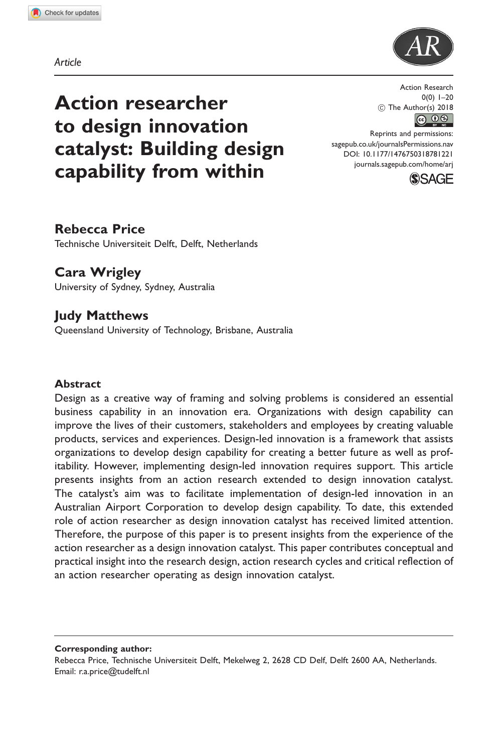*Article*

# Action researcher to design innovation catalyst: Building design capability from within

Action Research
0(0) 1–20
© The Author(s) 2018
Reprints and permissions: sagepub.co.uk/journalsPermissions.nav
DOI: 10.1177/1476750318781221
journals.sagepub.com/home/arj

**Rebecca Price**
Technische Universiteit Delft, Delft, Netherlands

**Cara Wrigley**
University of Sydney, Sydney, Australia

**Judy Matthews**
Queensland University of Technology, Brisbane, Australia

## Abstract

Design as a creative way of framing and solving problems is considered an essential business capability in an innovation era. Organizations with design capability can improve the lives of their customers, stakeholders and employees by creating valuable products, services and experiences. Design-led innovation is a framework that assists organizations to develop design capability for creating a better future as well as profitability. However, implementing design-led innovation requires support. This article presents insights from an action research extended to design innovation catalyst. The catalyst's aim was to facilitate implementation of design-led innovation in an Australian Airport Corporation to develop design capability. To date, this extended role of action researcher as design innovation catalyst has received limited attention. Therefore, the purpose of this paper is to present insights from the experience of the action researcher as a design innovation catalyst. This paper contributes conceptual and practical insight into the research design, action research cycles and critical reflection of an action researcher operating as design innovation catalyst.

**Corresponding author:**
Rebecca Price, Technische Universiteit Delft, Mekelweg 2, 2628 CD Delf, Delft 2600 AA, Netherlands.
Email: r.a.price@tudelft.nl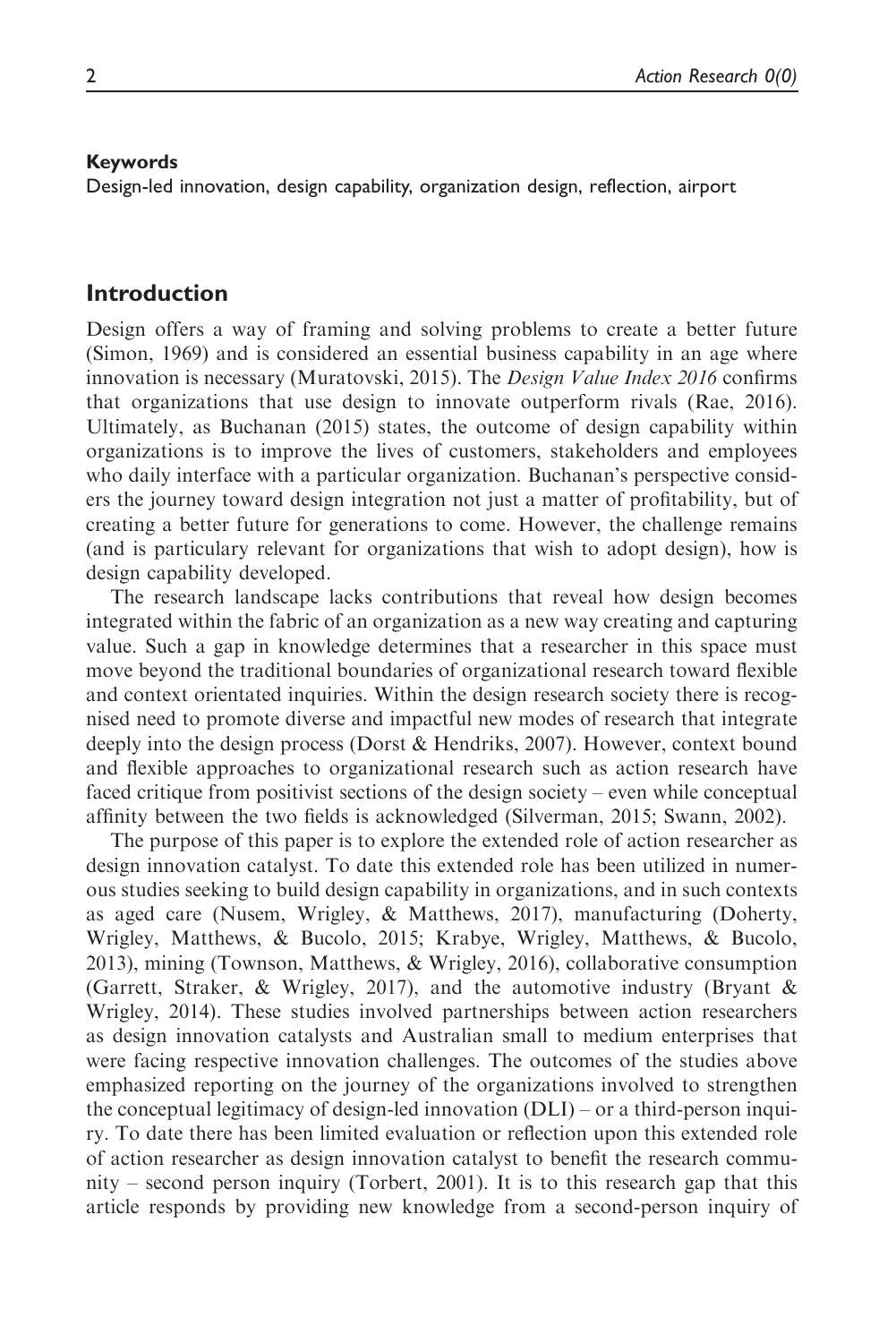**Keywords**

Design-led innovation, design capability, organization design, reflection, airport

## Introduction

Design offers a way of framing and solving problems to create a better future (Simon, 1969) and is considered an essential business capability in an age where innovation is necessary (Muratovski, 2015). The *Design Value Index 2016* confirms that organizations that use design to innovate outperform rivals (Rae, 2016). Ultimately, as Buchanan (2015) states, the outcome of design capability within organizations is to improve the lives of customers, stakeholders and employees who daily interface with a particular organization. Buchanan's perspective considers the journey toward design integration not just a matter of profitability, but of creating a better future for generations to come. However, the challenge remains (and is particulary relevant for organizations that wish to adopt design), how is design capability developed.

The research landscape lacks contributions that reveal how design becomes integrated within the fabric of an organization as a new way creating and capturing value. Such a gap in knowledge determines that a researcher in this space must move beyond the traditional boundaries of organizational research toward flexible and context orientated inquiries. Within the design research society there is recognised need to promote diverse and impactful new modes of research that integrate deeply into the design process (Dorst & Hendriks, 2007). However, context bound and flexible approaches to organizational research such as action research have faced critique from positivist sections of the design society – even while conceptual affinity between the two fields is acknowledged (Silverman, 2015; Swann, 2002).

The purpose of this paper is to explore the extended role of action researcher as design innovation catalyst. To date this extended role has been utilized in numerous studies seeking to build design capability in organizations, and in such contexts as aged care (Nusem, Wrigley, & Matthews, 2017), manufacturing (Doherty, Wrigley, Matthews, & Bucolo, 2015; Krabye, Wrigley, Matthews, & Bucolo, 2013), mining (Townson, Matthews, & Wrigley, 2016), collaborative consumption (Garrett, Straker, & Wrigley, 2017), and the automotive industry (Bryant & Wrigley, 2014). These studies involved partnerships between action researchers as design innovation catalysts and Australian small to medium enterprises that were facing respective innovation challenges. The outcomes of the studies above emphasized reporting on the journey of the organizations involved to strengthen the conceptual legitimacy of design-led innovation (DLI) – or a third-person inquiry. To date there has been limited evaluation or reflection upon this extended role of action researcher as design innovation catalyst to benefit the research community – second person inquiry (Torbert, 2001). It is to this research gap that this article responds by providing new knowledge from a second-person inquiry of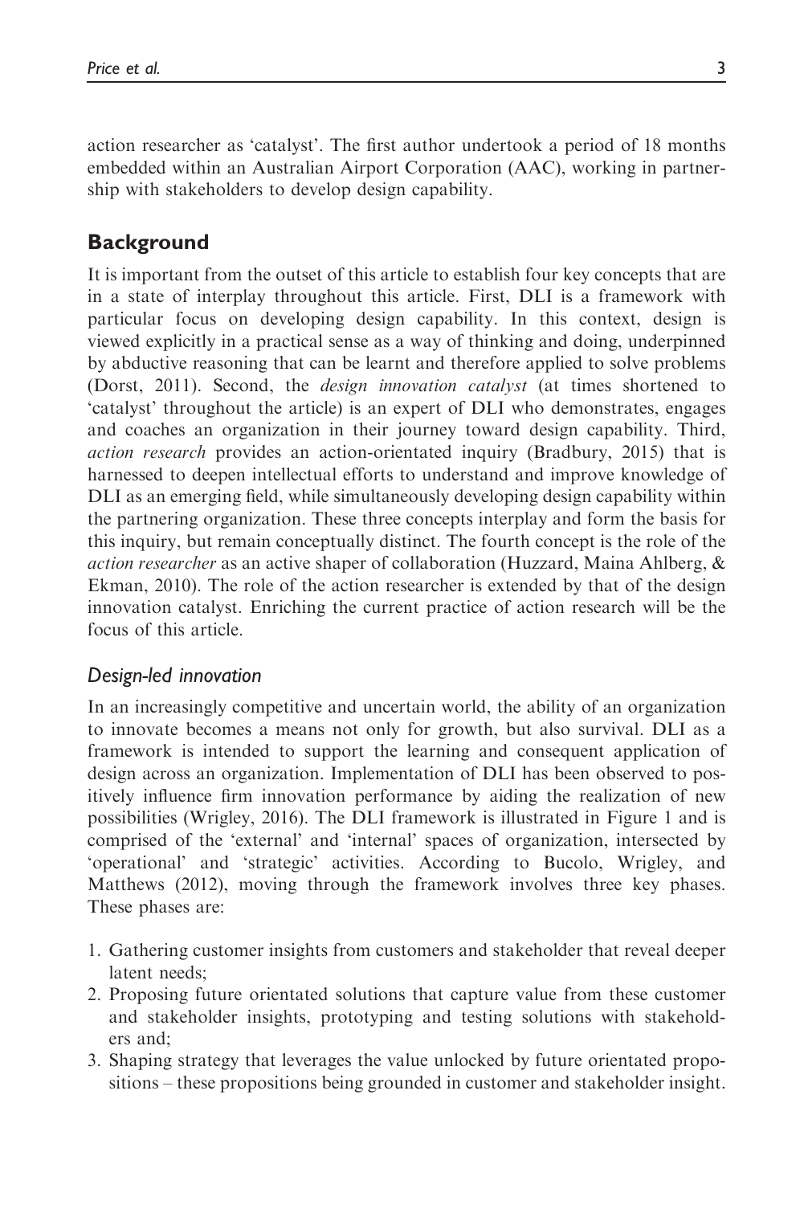action researcher as 'catalyst'. The first author undertook a period of 18 months embedded within an Australian Airport Corporation (AAC), working in partnership with stakeholders to develop design capability.

## Background

It is important from the outset of this article to establish four key concepts that are in a state of interplay throughout this article. First, DLI is a framework with particular focus on developing design capability. In this context, design is viewed explicitly in a practical sense as a way of thinking and doing, underpinned by abductive reasoning that can be learnt and therefore applied to solve problems (Dorst, 2011). Second, the *design innovation catalyst* (at times shortened to 'catalyst' throughout the article) is an expert of DLI who demonstrates, engages and coaches an organization in their journey toward design capability. Third, *action research* provides an action-orientated inquiry (Bradbury, 2015) that is harnessed to deepen intellectual efforts to understand and improve knowledge of DLI as an emerging field, while simultaneously developing design capability within the partnering organization. These three concepts interplay and form the basis for this inquiry, but remain conceptually distinct. The fourth concept is the role of the *action researcher* as an active shaper of collaboration (Huzzard, Maina Ahlberg, & Ekman, 2010). The role of the action researcher is extended by that of the design innovation catalyst. Enriching the current practice of action research will be the focus of this article.

### *Design-led innovation*

In an increasingly competitive and uncertain world, the ability of an organization to innovate becomes a means not only for growth, but also survival. DLI as a framework is intended to support the learning and consequent application of design across an organization. Implementation of DLI has been observed to positively influence firm innovation performance by aiding the realization of new possibilities (Wrigley, 2016). The DLI framework is illustrated in Figure 1 and is comprised of the 'external' and 'internal' spaces of organization, intersected by 'operational' and 'strategic' activities. According to Bucolo, Wrigley, and Matthews (2012), moving through the framework involves three key phases. These phases are:

1. Gathering customer insights from customers and stakeholder that reveal deeper latent needs;
2. Proposing future orientated solutions that capture value from these customer and stakeholder insights, prototyping and testing solutions with stakeholders and;
3. Shaping strategy that leverages the value unlocked by future orientated propositions – these propositions being grounded in customer and stakeholder insight.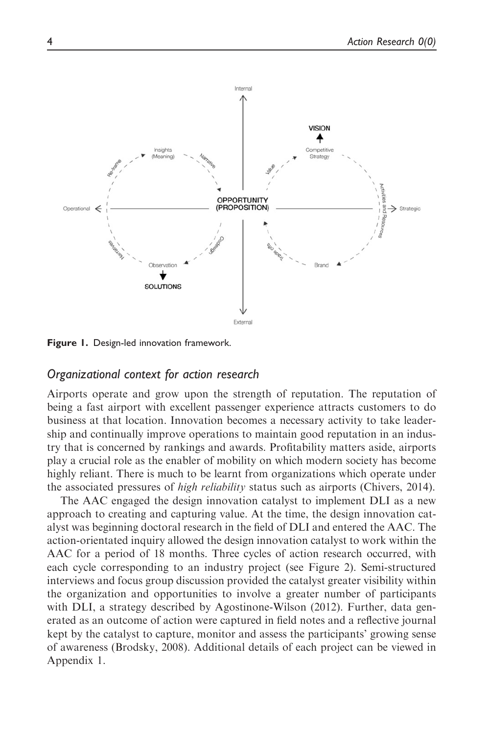Figure 1. Design-led innovation framework.

### Organizational context for action research

Airports operate and grow upon the strength of reputation. The reputation of being a fast airport with excellent passenger experience attracts customers to do business at that location. Innovation becomes a necessary activity to take leadership and continually improve operations to maintain good reputation in an industry that is concerned by rankings and awards. Profitability matters aside, airports play a crucial role as the enabler of mobility on which modern society has become highly reliant. There is much to be learnt from organizations which operate under the associated pressures of *high reliability* status such as airports (Chivers, 2014).

The AAC engaged the design innovation catalyst to implement DLI as a new approach to creating and capturing value. At the time, the design innovation catalyst was beginning doctoral research in the field of DLI and entered the AAC. The action-orientated inquiry allowed the design innovation catalyst to work within the AAC for a period of 18 months. Three cycles of action research occurred, with each cycle corresponding to an industry project (see Figure 2). Semi-structured interviews and focus group discussion provided the catalyst greater visibility within the organization and opportunities to involve a greater number of participants with DLI, a strategy described by Agostinone-Wilson (2012). Further, data generated as an outcome of action were captured in field notes and a reflective journal kept by the catalyst to capture, monitor and assess the participants' growing sense of awareness (Brodsky, 2008). Additional details of each project can be viewed in Appendix 1.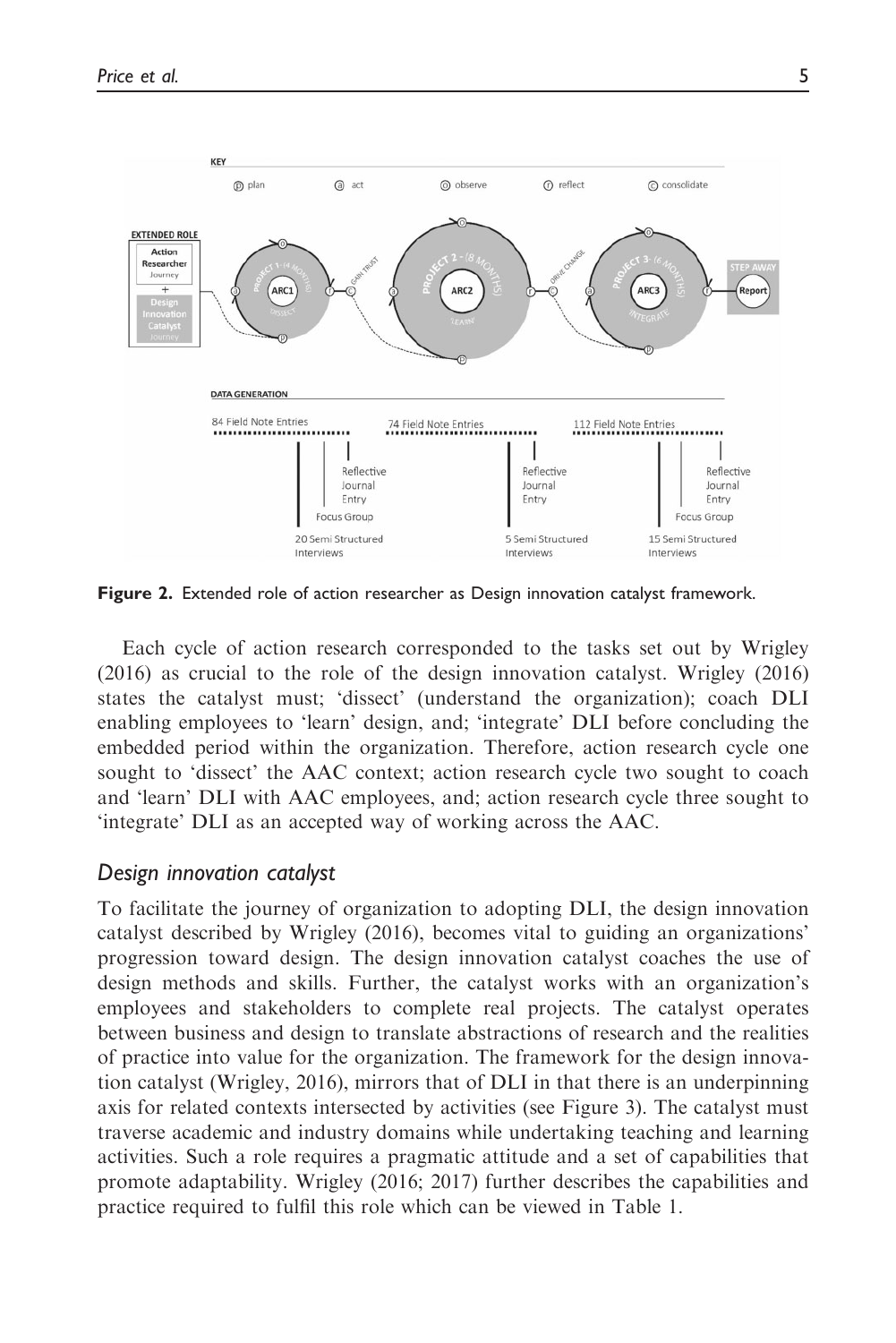Figure 2. Extended role of action researcher as Design innovation catalyst framework.

Each cycle of action research corresponded to the tasks set out by Wrigley (2016) as crucial to the role of the design innovation catalyst. Wrigley (2016) states the catalyst must; 'dissect' (understand the organization); coach DLI enabling employees to 'learn' design, and; 'integrate' DLI before concluding the embedded period within the organization. Therefore, action research cycle one sought to 'dissect' the AAC context; action research cycle two sought to coach and 'learn' DLI with AAC employees, and; action research cycle three sought to 'integrate' DLI as an accepted way of working across the AAC.

### *Design innovation catalyst*

To facilitate the journey of organization to adopting DLI, the design innovation catalyst described by Wrigley (2016), becomes vital to guiding an organizations' progression toward design. The design innovation catalyst coaches the use of design methods and skills. Further, the catalyst works with an organization's employees and stakeholders to complete real projects. The catalyst operates between business and design to translate abstractions of research and the realities of practice into value for the organization. The framework for the design innovation catalyst (Wrigley, 2016), mirrors that of DLI in that there is an underpinning axis for related contexts intersected by activities (see Figure 3). The catalyst must traverse academic and industry domains while undertaking teaching and learning activities. Such a role requires a pragmatic attitude and a set of capabilities that promote adaptability. Wrigley (2016; 2017) further describes the capabilities and practice required to fulfil this role which can be viewed in Table 1.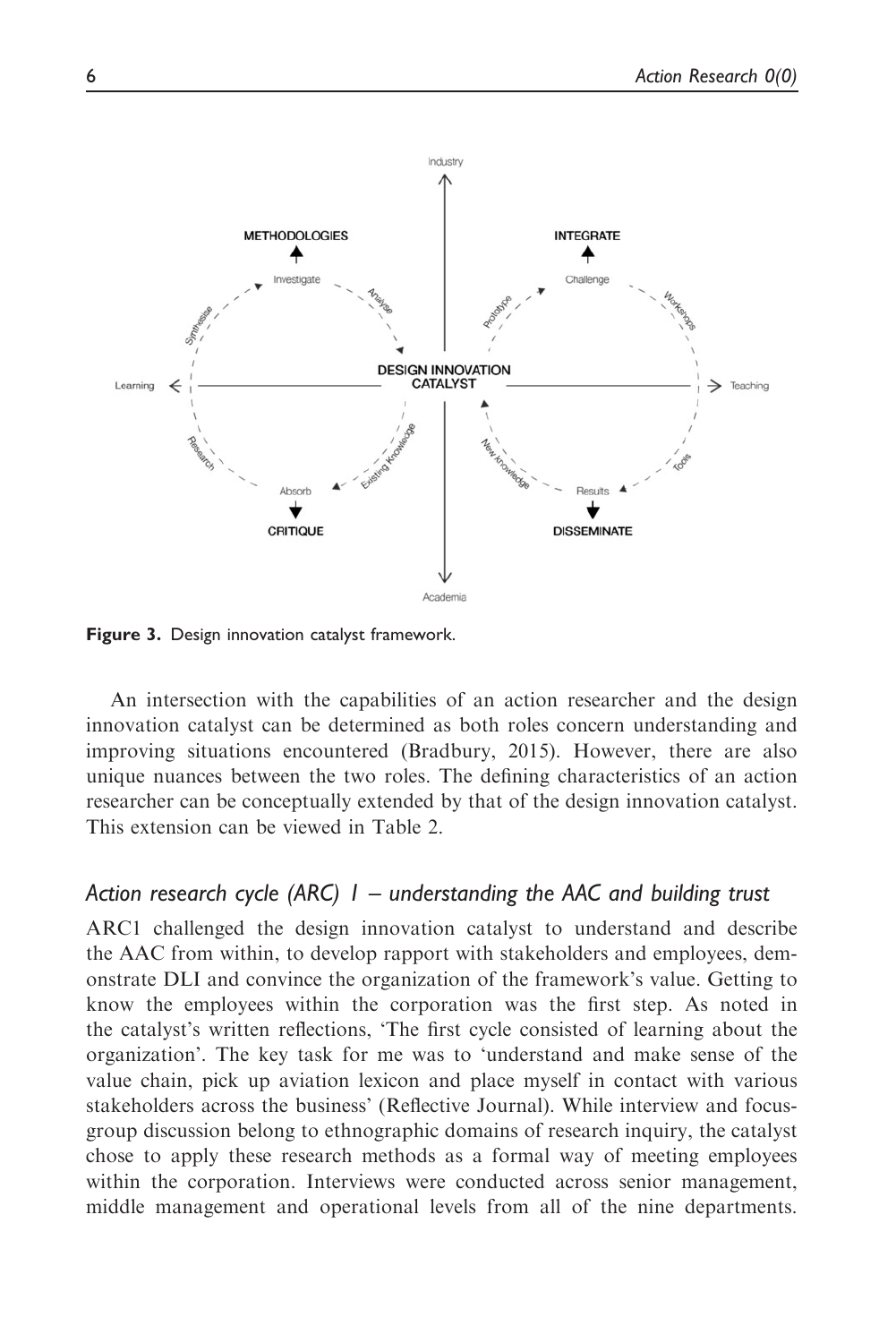Figure 3. Design innovation catalyst framework.

An intersection with the capabilities of an action researcher and the design innovation catalyst can be determined as both roles concern understanding and improving situations encountered (Bradbury, 2015). However, there are also unique nuances between the two roles. The defining characteristics of an action researcher can be conceptually extended by that of the design innovation catalyst. This extension can be viewed in Table 2.

## *Action research cycle (ARC) 1 – understanding the AAC and building trust*

ARC1 challenged the design innovation catalyst to understand and describe the AAC from within, to develop rapport with stakeholders and employees, demonstrate DLI and convince the organization of the framework's value. Getting to know the employees within the corporation was the first step. As noted in the catalyst's written reflections, 'The first cycle consisted of learning about the organization'. The key task for me was to 'understand and make sense of the value chain, pick up aviation lexicon and place myself in contact with various stakeholders across the business' (Reflective Journal). While interview and focus-group discussion belong to ethnographic domains of research inquiry, the catalyst chose to apply these research methods as a formal way of meeting employees within the corporation. Interviews were conducted across senior management, middle management and operational levels from all of the nine departments.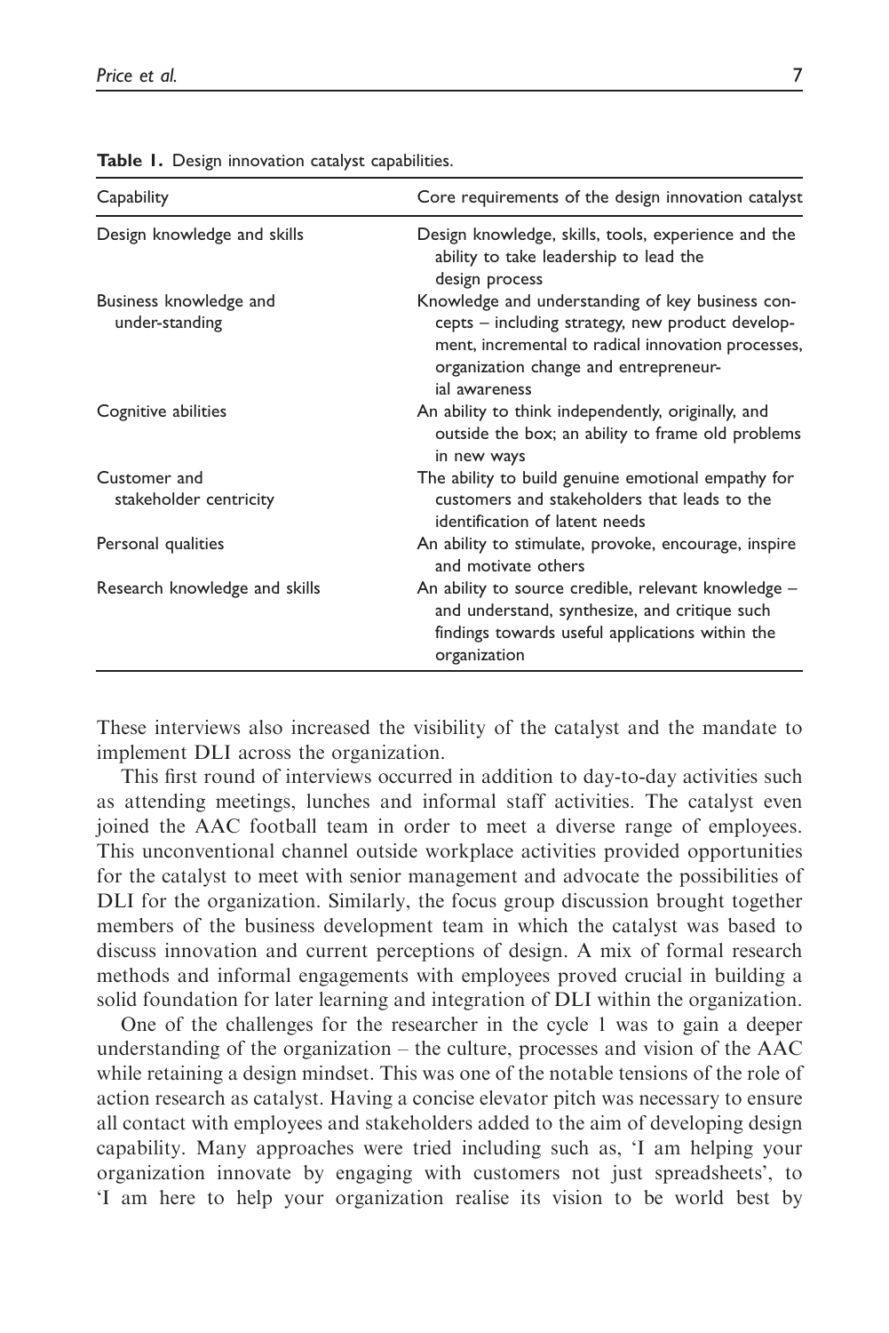**Table 1.** Design innovation catalyst capabilities.

| Capability | Core requirements of the design innovation catalyst |
|---|---|
| Design knowledge and skills | Design knowledge, skills, tools, experience and the ability to take leadership to lead the design process |
| Business knowledge and under-standing | Knowledge and understanding of key business concepts – including strategy, new product development, incremental to radical innovation processes, organization change and entrepreneurial awareness |
| Cognitive abilities | An ability to think independently, originally, and outside the box; an ability to frame old problems in new ways |
| Customer and stakeholder centricity | The ability to build genuine emotional empathy for customers and stakeholders that leads to the identification of latent needs |
| Personal qualities | An ability to stimulate, provoke, encourage, inspire and motivate others |
| Research knowledge and skills | An ability to source credible, relevant knowledge – and understand, synthesize, and critique such findings towards useful applications within the organization |

These interviews also increased the visibility of the catalyst and the mandate to implement DLI across the organization.

This first round of interviews occurred in addition to day-to-day activities such as attending meetings, lunches and informal staff activities. The catalyst even joined the AAC football team in order to meet a diverse range of employees. This unconventional channel outside workplace activities provided opportunities for the catalyst to meet with senior management and advocate the possibilities of DLI for the organization. Similarly, the focus group discussion brought together members of the business development team in which the catalyst was based to discuss innovation and current perceptions of design. A mix of formal research methods and informal engagements with employees proved crucial in building a solid foundation for later learning and integration of DLI within the organization.

One of the challenges for the researcher in the cycle 1 was to gain a deeper understanding of the organization – the culture, processes and vision of the AAC while retaining a design mindset. This was one of the notable tensions of the role of action research as catalyst. Having a concise elevator pitch was necessary to ensure all contact with employees and stakeholders added to the aim of developing design capability. Many approaches were tried including such as, 'I am helping your organization innovate by engaging with customers not just spreadsheets', to 'I am here to help your organization realise its vision to be world best by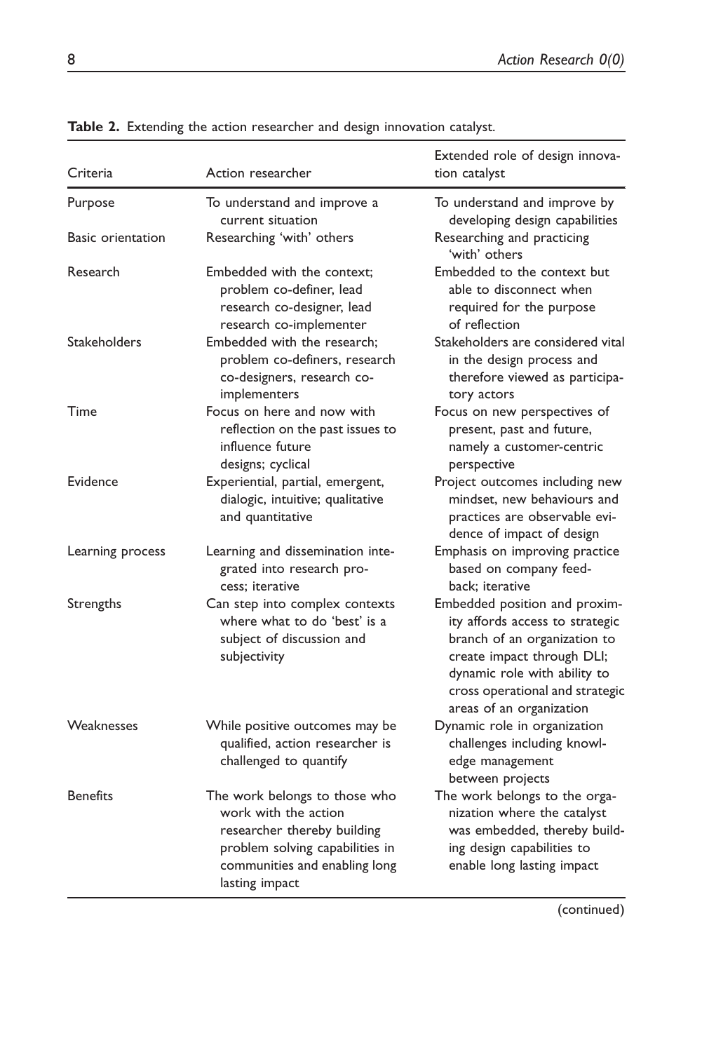**Table 2.** Extending the action researcher and design innovation catalyst.

| Criteria | Action researcher | Extended role of design innovation catalyst |
|---|---|---|
| Purpose | To understand and improve a current situation | To understand and improve by developing design capabilities |
| Basic orientation | Researching 'with' others | Researching and practicing 'with' others |
| Research | Embedded with the context; problem co-definer, lead research co-designer, lead research co-implementer | Embedded to the context but able to disconnect when required for the purpose of reflection |
| Stakeholders | Embedded with the research; problem co-definers, research co-designers, research co-implementers | Stakeholders are considered vital in the design process and therefore viewed as participatory actors |
| Time | Focus on here and now with reflection on the past issues to influence future designs; cyclical | Focus on new perspectives of present, past and future, namely a customer-centric perspective |
| Evidence | Experiential, partial, emergent, dialogic, intuitive; qualitative and quantitative | Project outcomes including new mindset, new behaviours and practices are observable evidence of impact of design |
| Learning process | Learning and dissemination integrated into research process; iterative | Emphasis on improving practice based on company feedback; iterative |
| Strengths | Can step into complex contexts where what to do 'best' is a subject of discussion and subjectivity | Embedded position and proximity affords access to strategic branch of an organization to create impact through DLI; dynamic role with ability to cross operational and strategic areas of an organization |
| Weaknesses | While positive outcomes may be qualified, action researcher is challenged to quantify | Dynamic role in organization challenges including knowledge management between projects |
| Benefits | The work belongs to those who work with the action researcher thereby building problem solving capabilities in communities and enabling long lasting impact | The work belongs to the organization where the catalyst was embedded, thereby building design capabilities to enable long lasting impact |

(continued)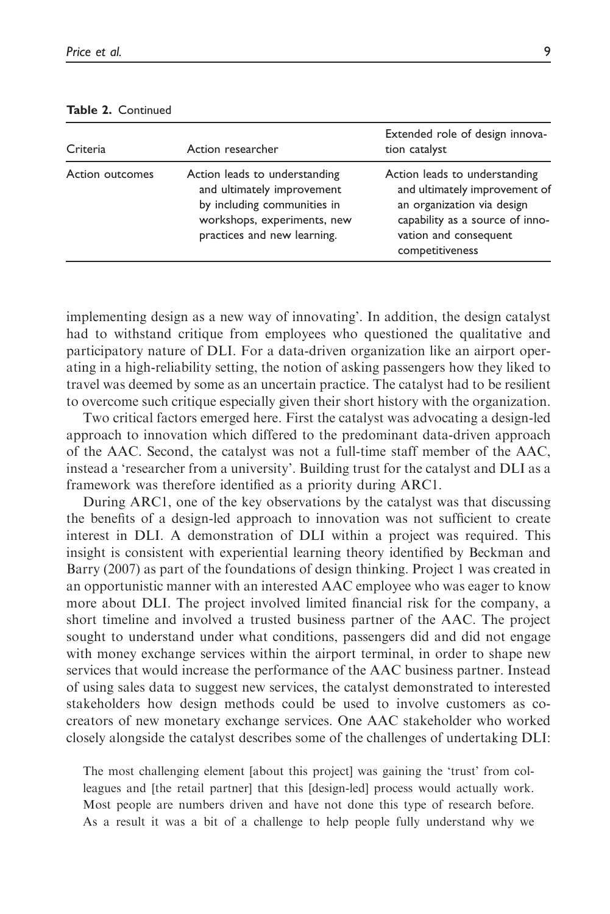**Table 2.** Continued

| Criteria | Action researcher | Extended role of design innovation catalyst |
|---|---|---|
| Action outcomes | Action leads to understanding and ultimately improvement by including communities in workshops, experiments, new practices and new learning. | Action leads to understanding and ultimately improvement of an organization via design capability as a source of innovation and consequent competitiveness |

implementing design as a new way of innovating'. In addition, the design catalyst had to withstand critique from employees who questioned the qualitative and participatory nature of DLI. For a data-driven organization like an airport operating in a high-reliability setting, the notion of asking passengers how they liked to travel was deemed by some as an uncertain practice. The catalyst had to be resilient to overcome such critique especially given their short history with the organization.

Two critical factors emerged here. First the catalyst was advocating a design-led approach to innovation which differed to the predominant data-driven approach of the AAC. Second, the catalyst was not a full-time staff member of the AAC, instead a 'researcher from a university'. Building trust for the catalyst and DLI as a framework was therefore identified as a priority during ARC1.

During ARC1, one of the key observations by the catalyst was that discussing the benefits of a design-led approach to innovation was not sufficient to create interest in DLI. A demonstration of DLI within a project was required. This insight is consistent with experiential learning theory identified by Beckman and Barry (2007) as part of the foundations of design thinking. Project 1 was created in an opportunistic manner with an interested AAC employee who was eager to know more about DLI. The project involved limited financial risk for the company, a short timeline and involved a trusted business partner of the AAC. The project sought to understand under what conditions, passengers did and did not engage with money exchange services within the airport terminal, in order to shape new services that would increase the performance of the AAC business partner. Instead of using sales data to suggest new services, the catalyst demonstrated to interested stakeholders how design methods could be used to involve customers as co-creators of new monetary exchange services. One AAC stakeholder who worked closely alongside the catalyst describes some of the challenges of undertaking DLI:

> The most challenging element [about this project] was gaining the 'trust' from colleagues and [the retail partner] that this [design-led] process would actually work. Most people are numbers driven and have not done this type of research before. As a result it was a bit of a challenge to help people fully understand why we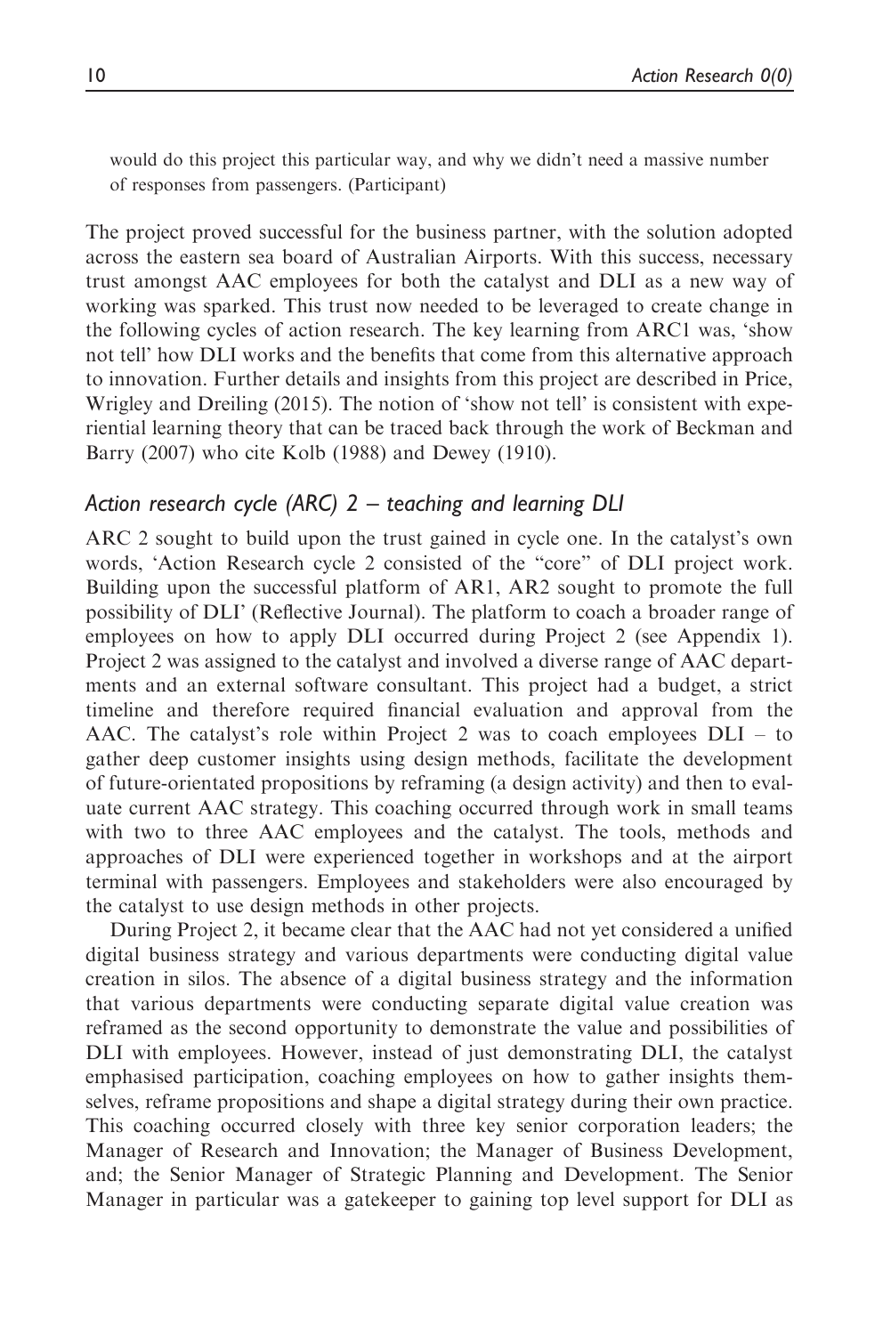> would do this project this particular way, and why we didn't need a massive number of responses from passengers. (Participant)

The project proved successful for the business partner, with the solution adopted across the eastern sea board of Australian Airports. With this success, necessary trust amongst AAC employees for both the catalyst and DLI as a new way of working was sparked. This trust now needed to be leveraged to create change in the following cycles of action research. The key learning from ARC1 was, 'show not tell' how DLI works and the benefits that come from this alternative approach to innovation. Further details and insights from this project are described in Price, Wrigley and Dreiling (2015). The notion of 'show not tell' is consistent with experiential learning theory that can be traced back through the work of Beckman and Barry (2007) who cite Kolb (1988) and Dewey (1910).

### *Action research cycle (ARC) 2 – teaching and learning DLI*

ARC 2 sought to build upon the trust gained in cycle one. In the catalyst's own words, 'Action Research cycle 2 consisted of the "core" of DLI project work. Building upon the successful platform of AR1, AR2 sought to promote the full possibility of DLI' (Reflective Journal). The platform to coach a broader range of employees on how to apply DLI occurred during Project 2 (see Appendix 1). Project 2 was assigned to the catalyst and involved a diverse range of AAC departments and an external software consultant. This project had a budget, a strict timeline and therefore required financial evaluation and approval from the AAC. The catalyst's role within Project 2 was to coach employees DLI – to gather deep customer insights using design methods, facilitate the development of future-orientated propositions by reframing (a design activity) and then to evaluate current AAC strategy. This coaching occurred through work in small teams with two to three AAC employees and the catalyst. The tools, methods and approaches of DLI were experienced together in workshops and at the airport terminal with passengers. Employees and stakeholders were also encouraged by the catalyst to use design methods in other projects.

During Project 2, it became clear that the AAC had not yet considered a unified digital business strategy and various departments were conducting digital value creation in silos. The absence of a digital business strategy and the information that various departments were conducting separate digital value creation was reframed as the second opportunity to demonstrate the value and possibilities of DLI with employees. However, instead of just demonstrating DLI, the catalyst emphasised participation, coaching employees on how to gather insights themselves, reframe propositions and shape a digital strategy during their own practice. This coaching occurred closely with three key senior corporation leaders; the Manager of Research and Innovation; the Manager of Business Development, and; the Senior Manager of Strategic Planning and Development. The Senior Manager in particular was a gatekeeper to gaining top level support for DLI as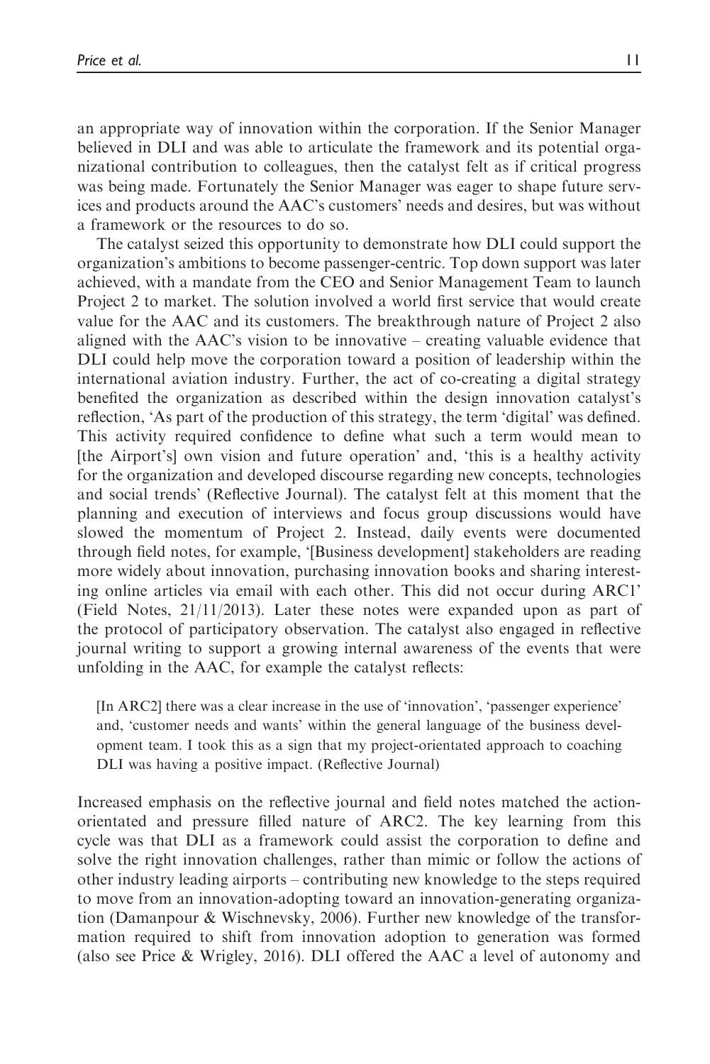an appropriate way of innovation within the corporation. If the Senior Manager believed in DLI and was able to articulate the framework and its potential organizational contribution to colleagues, then the catalyst felt as if critical progress was being made. Fortunately the Senior Manager was eager to shape future services and products around the AAC's customers' needs and desires, but was without a framework or the resources to do so.

The catalyst seized this opportunity to demonstrate how DLI could support the organization's ambitions to become passenger-centric. Top down support was later achieved, with a mandate from the CEO and Senior Management Team to launch Project 2 to market. The solution involved a world first service that would create value for the AAC and its customers. The breakthrough nature of Project 2 also aligned with the AAC's vision to be innovative – creating valuable evidence that DLI could help move the corporation toward a position of leadership within the international aviation industry. Further, the act of co-creating a digital strategy benefited the organization as described within the design innovation catalyst's reflection, 'As part of the production of this strategy, the term 'digital' was defined. This activity required confidence to define what such a term would mean to [the Airport's] own vision and future operation' and, 'this is a healthy activity for the organization and developed discourse regarding new concepts, technologies and social trends' (Reflective Journal). The catalyst felt at this moment that the planning and execution of interviews and focus group discussions would have slowed the momentum of Project 2. Instead, daily events were documented through field notes, for example, '[Business development] stakeholders are reading more widely about innovation, purchasing innovation books and sharing interesting online articles via email with each other. This did not occur during ARC1' (Field Notes, 21/11/2013). Later these notes were expanded upon as part of the protocol of participatory observation. The catalyst also engaged in reflective journal writing to support a growing internal awareness of the events that were unfolding in the AAC, for example the catalyst reflects:

> [In ARC2] there was a clear increase in the use of 'innovation', 'passenger experience' and, 'customer needs and wants' within the general language of the business development team. I took this as a sign that my project-orientated approach to coaching DLI was having a positive impact. (Reflective Journal)

Increased emphasis on the reflective journal and field notes matched the action-orientated and pressure filled nature of ARC2. The key learning from this cycle was that DLI as a framework could assist the corporation to define and solve the right innovation challenges, rather than mimic or follow the actions of other industry leading airports – contributing new knowledge to the steps required to move from an innovation-adopting toward an innovation-generating organization (Damanpour & Wischnevsky, 2006). Further new knowledge of the transformation required to shift from innovation adoption to generation was formed (also see Price & Wrigley, 2016). DLI offered the AAC a level of autonomy and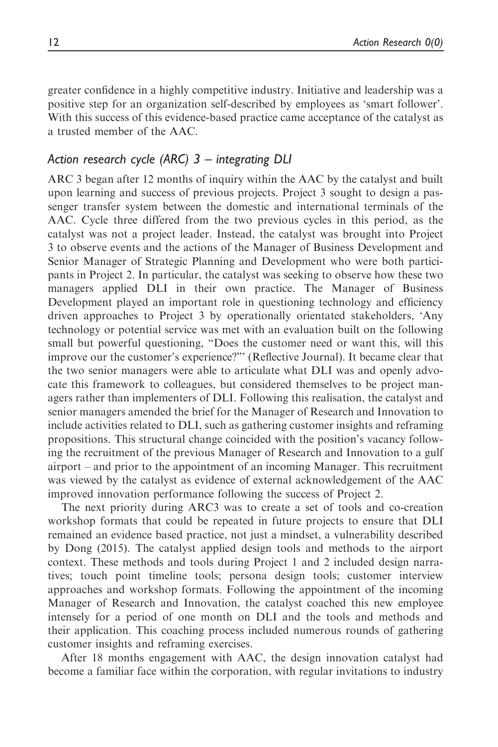greater confidence in a highly competitive industry. Initiative and leadership was a positive step for an organization self-described by employees as 'smart follower'. With this success of this evidence-based practice came acceptance of the catalyst as a trusted member of the AAC.

### *Action research cycle (ARC) 3 – integrating DLI*

ARC 3 began after 12 months of inquiry within the AAC by the catalyst and built upon learning and success of previous projects. Project 3 sought to design a passenger transfer system between the domestic and international terminals of the AAC. Cycle three differed from the two previous cycles in this period, as the catalyst was not a project leader. Instead, the catalyst was brought into Project 3 to observe events and the actions of the Manager of Business Development and Senior Manager of Strategic Planning and Development who were both participants in Project 2. In particular, the catalyst was seeking to observe how these two managers applied DLI in their own practice. The Manager of Business Development played an important role in questioning technology and efficiency driven approaches to Project 3 by operationally orientated stakeholders, 'Any technology or potential service was met with an evaluation built on the following small but powerful questioning, "Does the customer need or want this, will this improve our the customer's experience?"' (Reflective Journal). It became clear that the two senior managers were able to articulate what DLI was and openly advocate this framework to colleagues, but considered themselves to be project managers rather than implementers of DLI. Following this realisation, the catalyst and senior managers amended the brief for the Manager of Research and Innovation to include activities related to DLI, such as gathering customer insights and reframing propositions. This structural change coincided with the position's vacancy following the recruitment of the previous Manager of Research and Innovation to a gulf airport – and prior to the appointment of an incoming Manager. This recruitment was viewed by the catalyst as evidence of external acknowledgement of the AAC improved innovation performance following the success of Project 2.

The next priority during ARC3 was to create a set of tools and co-creation workshop formats that could be repeated in future projects to ensure that DLI remained an evidence based practice, not just a mindset, a vulnerability described by Dong (2015). The catalyst applied design tools and methods to the airport context. These methods and tools during Project 1 and 2 included design narratives; touch point timeline tools; persona design tools; customer interview approaches and workshop formats. Following the appointment of the incoming Manager of Research and Innovation, the catalyst coached this new employee intensely for a period of one month on DLI and the tools and methods and their application. This coaching process included numerous rounds of gathering customer insights and reframing exercises.

After 18 months engagement with AAC, the design innovation catalyst had become a familiar face within the corporation, with regular invitations to industry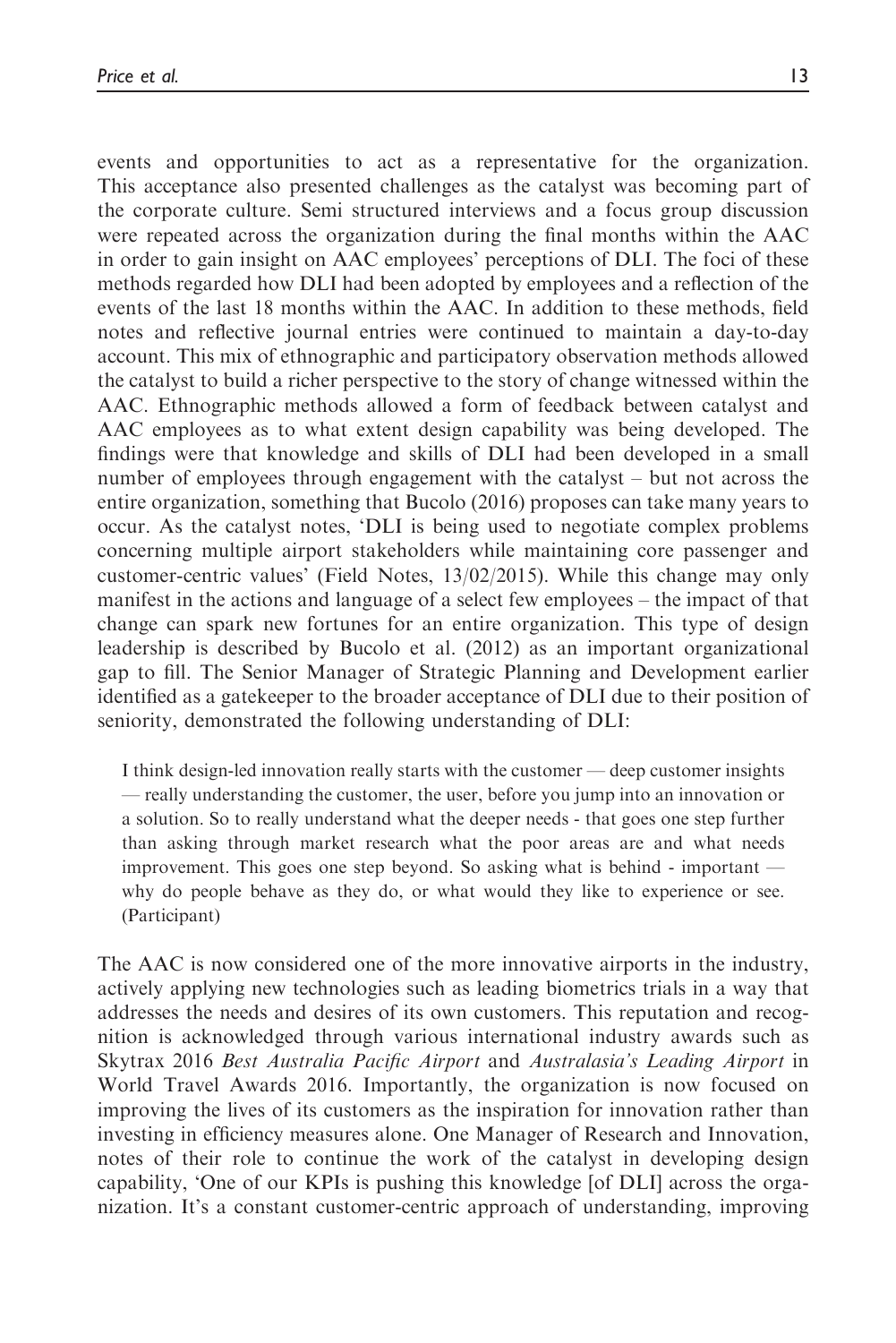events and opportunities to act as a representative for the organization. This acceptance also presented challenges as the catalyst was becoming part of the corporate culture. Semi structured interviews and a focus group discussion were repeated across the organization during the final months within the AAC in order to gain insight on AAC employees' perceptions of DLI. The foci of these methods regarded how DLI had been adopted by employees and a reflection of the events of the last 18 months within the AAC. In addition to these methods, field notes and reflective journal entries were continued to maintain a day-to-day account. This mix of ethnographic and participatory observation methods allowed the catalyst to build a richer perspective to the story of change witnessed within the AAC. Ethnographic methods allowed a form of feedback between catalyst and AAC employees as to what extent design capability was being developed. The findings were that knowledge and skills of DLI had been developed in a small number of employees through engagement with the catalyst – but not across the entire organization, something that Bucolo (2016) proposes can take many years to occur. As the catalyst notes, 'DLI is being used to negotiate complex problems concerning multiple airport stakeholders while maintaining core passenger and customer-centric values' (Field Notes, 13/02/2015). While this change may only manifest in the actions and language of a select few employees – the impact of that change can spark new fortunes for an entire organization. This type of design leadership is described by Bucolo et al. (2012) as an important organizational gap to fill. The Senior Manager of Strategic Planning and Development earlier identified as a gatekeeper to the broader acceptance of DLI due to their position of seniority, demonstrated the following understanding of DLI:

> I think design-led innovation really starts with the customer — deep customer insights — really understanding the customer, the user, before you jump into an innovation or a solution. So to really understand what the deeper needs - that goes one step further than asking through market research what the poor areas are and what needs improvement. This goes one step beyond. So asking what is behind - important — why do people behave as they do, or what would they like to experience or see. (Participant)

The AAC is now considered one of the more innovative airports in the industry, actively applying new technologies such as leading biometrics trials in a way that addresses the needs and desires of its own customers. This reputation and recognition is acknowledged through various international industry awards such as Skytrax 2016 *Best Australia Pacific Airport* and *Australasia's Leading Airport* in World Travel Awards 2016. Importantly, the organization is now focused on improving the lives of its customers as the inspiration for innovation rather than investing in efficiency measures alone. One Manager of Research and Innovation, notes of their role to continue the work of the catalyst in developing design capability, 'One of our KPIs is pushing this knowledge [of DLI] across the organization. It's a constant customer-centric approach of understanding, improving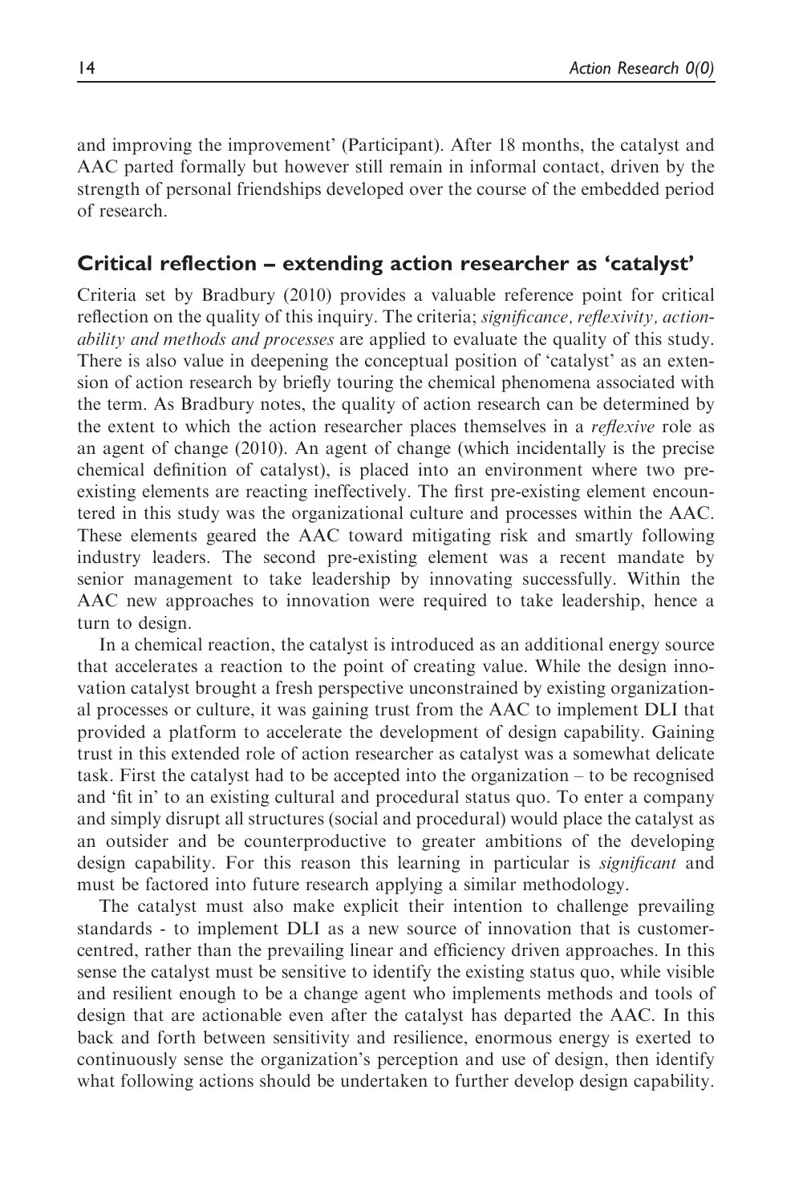and improving the improvement' (Participant). After 18 months, the catalyst and AAC parted formally but however still remain in informal contact, driven by the strength of personal friendships developed over the course of the embedded period of research.

## Critical reflection – extending action researcher as 'catalyst'

Criteria set by Bradbury (2010) provides a valuable reference point for critical reflection on the quality of this inquiry. The criteria; *significance, reflexivity, actionability and methods and processes* are applied to evaluate the quality of this study. There is also value in deepening the conceptual position of 'catalyst' as an extension of action research by briefly touring the chemical phenomena associated with the term. As Bradbury notes, the quality of action research can be determined by the extent to which the action researcher places themselves in a *reflexive* role as an agent of change (2010). An agent of change (which incidentally is the precise chemical definition of catalyst), is placed into an environment where two pre-existing elements are reacting ineffectively. The first pre-existing element encountered in this study was the organizational culture and processes within the AAC. These elements geared the AAC toward mitigating risk and smartly following industry leaders. The second pre-existing element was a recent mandate by senior management to take leadership by innovating successfully. Within the AAC new approaches to innovation were required to take leadership, hence a turn to design.

In a chemical reaction, the catalyst is introduced as an additional energy source that accelerates a reaction to the point of creating value. While the design innovation catalyst brought a fresh perspective unconstrained by existing organizational processes or culture, it was gaining trust from the AAC to implement DLI that provided a platform to accelerate the development of design capability. Gaining trust in this extended role of action researcher as catalyst was a somewhat delicate task. First the catalyst had to be accepted into the organization – to be recognised and 'fit in' to an existing cultural and procedural status quo. To enter a company and simply disrupt all structures (social and procedural) would place the catalyst as an outsider and be counterproductive to greater ambitions of the developing design capability. For this reason this learning in particular is *significant* and must be factored into future research applying a similar methodology.

The catalyst must also make explicit their intention to challenge prevailing standards - to implement DLI as a new source of innovation that is customer-centred, rather than the prevailing linear and efficiency driven approaches. In this sense the catalyst must be sensitive to identify the existing status quo, while visible and resilient enough to be a change agent who implements methods and tools of design that are actionable even after the catalyst has departed the AAC. In this back and forth between sensitivity and resilience, enormous energy is exerted to continuously sense the organization's perception and use of design, then identify what following actions should be undertaken to further develop design capability.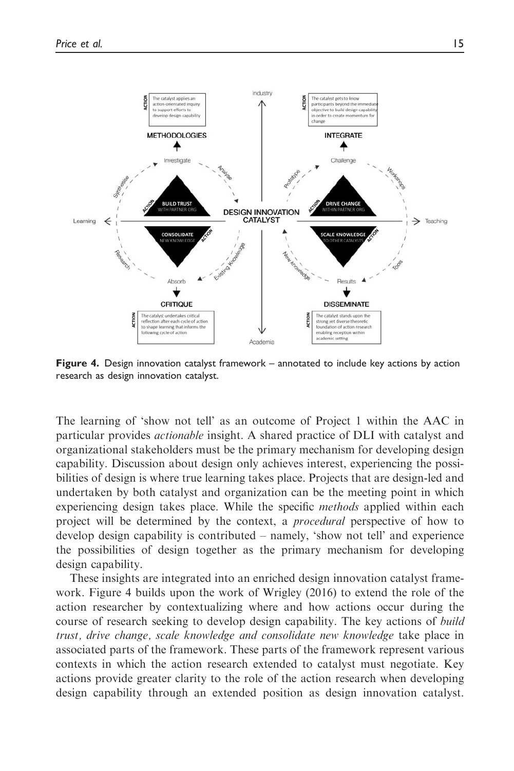**Figure 4.** Design innovation catalyst framework – annotated to include key actions by action research as design innovation catalyst.

The learning of 'show not tell' as an outcome of Project 1 within the AAC in particular provides *actionable* insight. A shared practice of DLI with catalyst and organizational stakeholders must be the primary mechanism for developing design capability. Discussion about design only achieves interest, experiencing the possibilities of design is where true learning takes place. Projects that are design-led and undertaken by both catalyst and organization can be the meeting point in which experiencing design takes place. While the specific *methods* applied within each project will be determined by the context, a *procedural* perspective of how to develop design capability is contributed – namely, 'show not tell' and experience the possibilities of design together as the primary mechanism for developing design capability.

These insights are integrated into an enriched design innovation catalyst framework. Figure 4 builds upon the work of Wrigley (2016) to extend the role of the action researcher by contextualizing where and how actions occur during the course of research seeking to develop design capability. The key actions of *build trust, drive change, scale knowledge and consolidate new knowledge* take place in associated parts of the framework. These parts of the framework represent various contexts in which the action research extended to catalyst must negotiate. Key actions provide greater clarity to the role of the action research when developing design capability through an extended position as design innovation catalyst.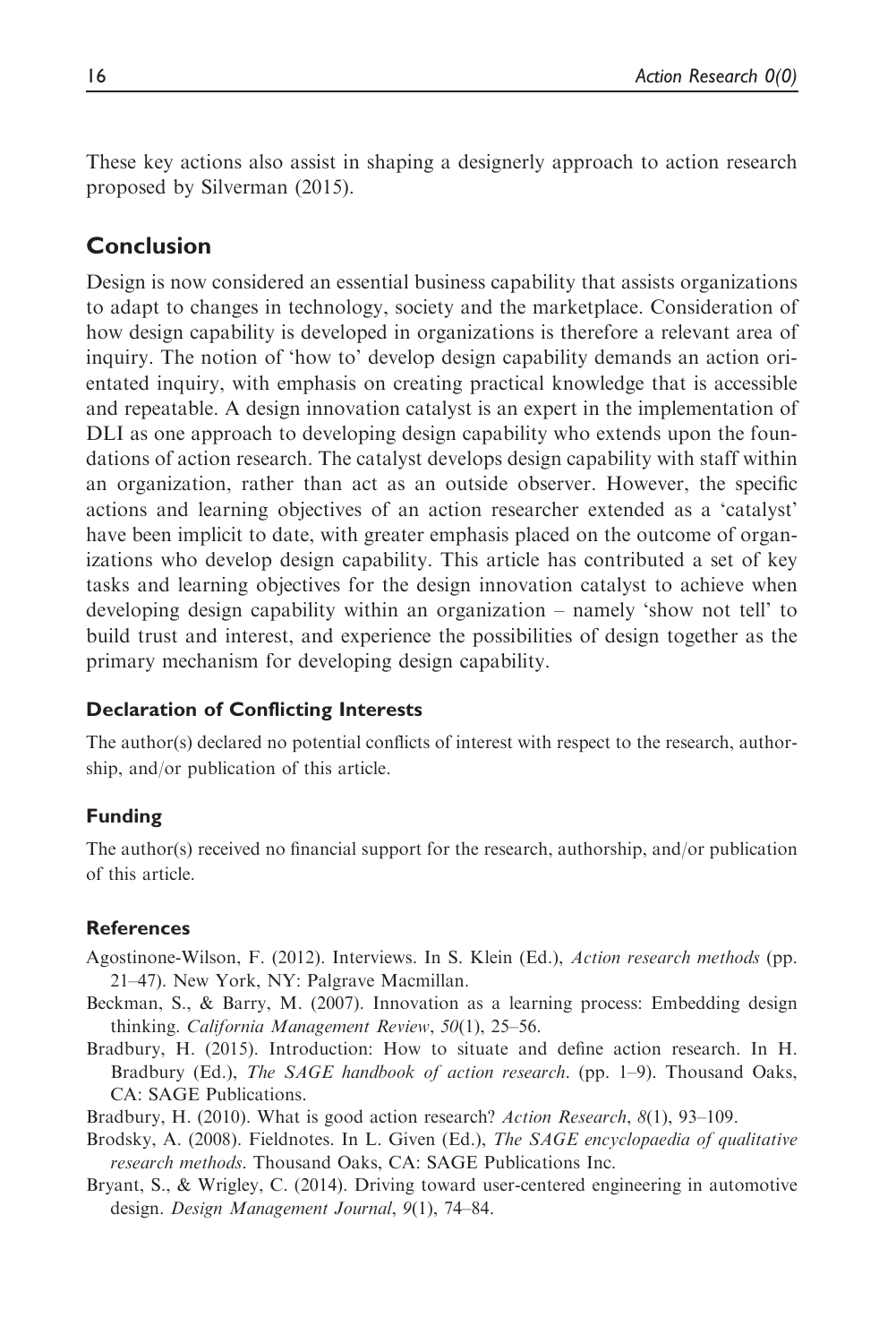These key actions also assist in shaping a designerly approach to action research proposed by Silverman (2015).

## Conclusion

Design is now considered an essential business capability that assists organizations to adapt to changes in technology, society and the marketplace. Consideration of how design capability is developed in organizations is therefore a relevant area of inquiry. The notion of 'how to' develop design capability demands an action orientated inquiry, with emphasis on creating practical knowledge that is accessible and repeatable. A design innovation catalyst is an expert in the implementation of DLI as one approach to developing design capability who extends upon the foundations of action research. The catalyst develops design capability with staff within an organization, rather than act as an outside observer. However, the specific actions and learning objectives of an action researcher extended as a 'catalyst' have been implicit to date, with greater emphasis placed on the outcome of organizations who develop design capability. This article has contributed a set of key tasks and learning objectives for the design innovation catalyst to achieve when developing design capability within an organization – namely 'show not tell' to build trust and interest, and experience the possibilities of design together as the primary mechanism for developing design capability.

### Declaration of Conflicting Interests

The author(s) declared no potential conflicts of interest with respect to the research, authorship, and/or publication of this article.

### Funding

The author(s) received no financial support for the research, authorship, and/or publication of this article.

### References

Agostinone-Wilson, F. (2012). Interviews. In S. Klein (Ed.), *Action research methods* (pp. 21–47). New York, NY: Palgrave Macmillan.

Beckman, S., & Barry, M. (2007). Innovation as a learning process: Embedding design thinking. *California Management Review*, *50*(1), 25–56.

Bradbury, H. (2015). Introduction: How to situate and define action research. In H. Bradbury (Ed.), *The SAGE handbook of action research*. (pp. 1–9). Thousand Oaks, CA: SAGE Publications.

Bradbury, H. (2010). What is good action research? *Action Research*, *8*(1), 93–109.

Brodsky, A. (2008). Fieldnotes. In L. Given (Ed.), *The SAGE encyclopaedia of qualitative research methods*. Thousand Oaks, CA: SAGE Publications Inc.

Bryant, S., & Wrigley, C. (2014). Driving toward user-centered engineering in automotive design. *Design Management Journal*, *9*(1), 74–84.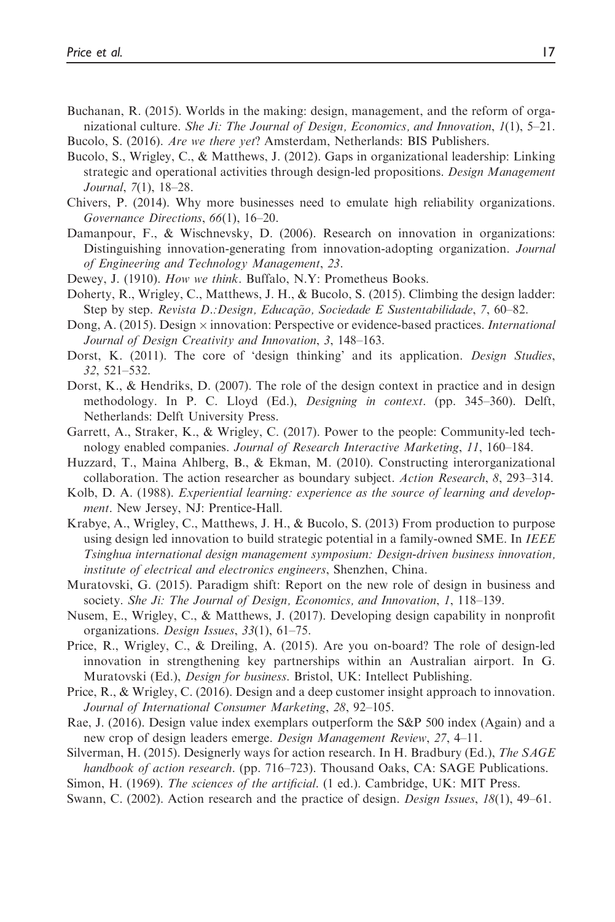Buchanan, R. (2015). Worlds in the making: design, management, and the reform of organizational culture. *She Ji: The Journal of Design, Economics, and Innovation*, *1*(1), 5–21.

Bucolo, S. (2016). *Are we there yet*? Amsterdam, Netherlands: BIS Publishers.

Bucolo, S., Wrigley, C., & Matthews, J. (2012). Gaps in organizational leadership: Linking strategic and operational activities through design-led propositions. *Design Management Journal*, *7*(1), 18–28.

Chivers, P. (2014). Why more businesses need to emulate high reliability organizations. *Governance Directions*, *66*(1), 16–20.

Damanpour, F., & Wischnevsky, D. (2006). Research on innovation in organizations: Distinguishing innovation-generating from innovation-adopting organization. *Journal of Engineering and Technology Management*, *23*.

Dewey, J. (1910). *How we think*. Buffalo, N.Y: Prometheus Books.

Doherty, R., Wrigley, C., Matthews, J. H., & Bucolo, S. (2015). Climbing the design ladder: Step by step. *Revista D.:Design, Educação, Sociedade E Sustentabilidade*, *7*, 60–82.

Dong, A. (2015). Design × innovation: Perspective or evidence-based practices. *International Journal of Design Creativity and Innovation*, *3*, 148–163.

Dorst, K. (2011). The core of 'design thinking' and its application. *Design Studies*, *32*, 521–532.

Dorst, K., & Hendriks, D. (2007). The role of the design context in practice and in design methodology. In P. C. Lloyd (Ed.), *Designing in context*. (pp. 345–360). Delft, Netherlands: Delft University Press.

Garrett, A., Straker, K., & Wrigley, C. (2017). Power to the people: Community-led technology enabled companies. *Journal of Research Interactive Marketing*, *11*, 160–184.

Huzzard, T., Maina Ahlberg, B., & Ekman, M. (2010). Constructing interorganizational collaboration. The action researcher as boundary subject. *Action Research*, *8*, 293–314.

Kolb, D. A. (1988). *Experiential learning: experience as the source of learning and development*. New Jersey, NJ: Prentice-Hall.

Krabye, A., Wrigley, C., Matthews, J. H., & Bucolo, S. (2013) From production to purpose using design led innovation to build strategic potential in a family-owned SME. In *IEEE Tsinghua international design management symposium: Design-driven business innovation, institute of electrical and electronics engineers*, Shenzhen, China.

Muratovski, G. (2015). Paradigm shift: Report on the new role of design in business and society. *She Ji: The Journal of Design, Economics, and Innovation*, *1*, 118–139.

Nusem, E., Wrigley, C., & Matthews, J. (2017). Developing design capability in nonprofit organizations. *Design Issues*, *33*(1), 61–75.

Price, R., Wrigley, C., & Dreiling, A. (2015). Are you on-board? The role of design-led innovation in strengthening key partnerships within an Australian airport. In G. Muratovski (Ed.), *Design for business*. Bristol, UK: Intellect Publishing.

Price, R., & Wrigley, C. (2016). Design and a deep customer insight approach to innovation. *Journal of International Consumer Marketing*, *28*, 92–105.

Rae, J. (2016). Design value index exemplars outperform the S&P 500 index (Again) and a new crop of design leaders emerge. *Design Management Review*, *27*, 4–11.

Silverman, H. (2015). Designerly ways for action research. In H. Bradbury (Ed.), *The SAGE handbook of action research*. (pp. 716–723). Thousand Oaks, CA: SAGE Publications.

Simon, H. (1969). *The sciences of the artificial*. (1 ed.). Cambridge, UK: MIT Press.

Swann, C. (2002). Action research and the practice of design. *Design Issues*, *18*(1), 49–61.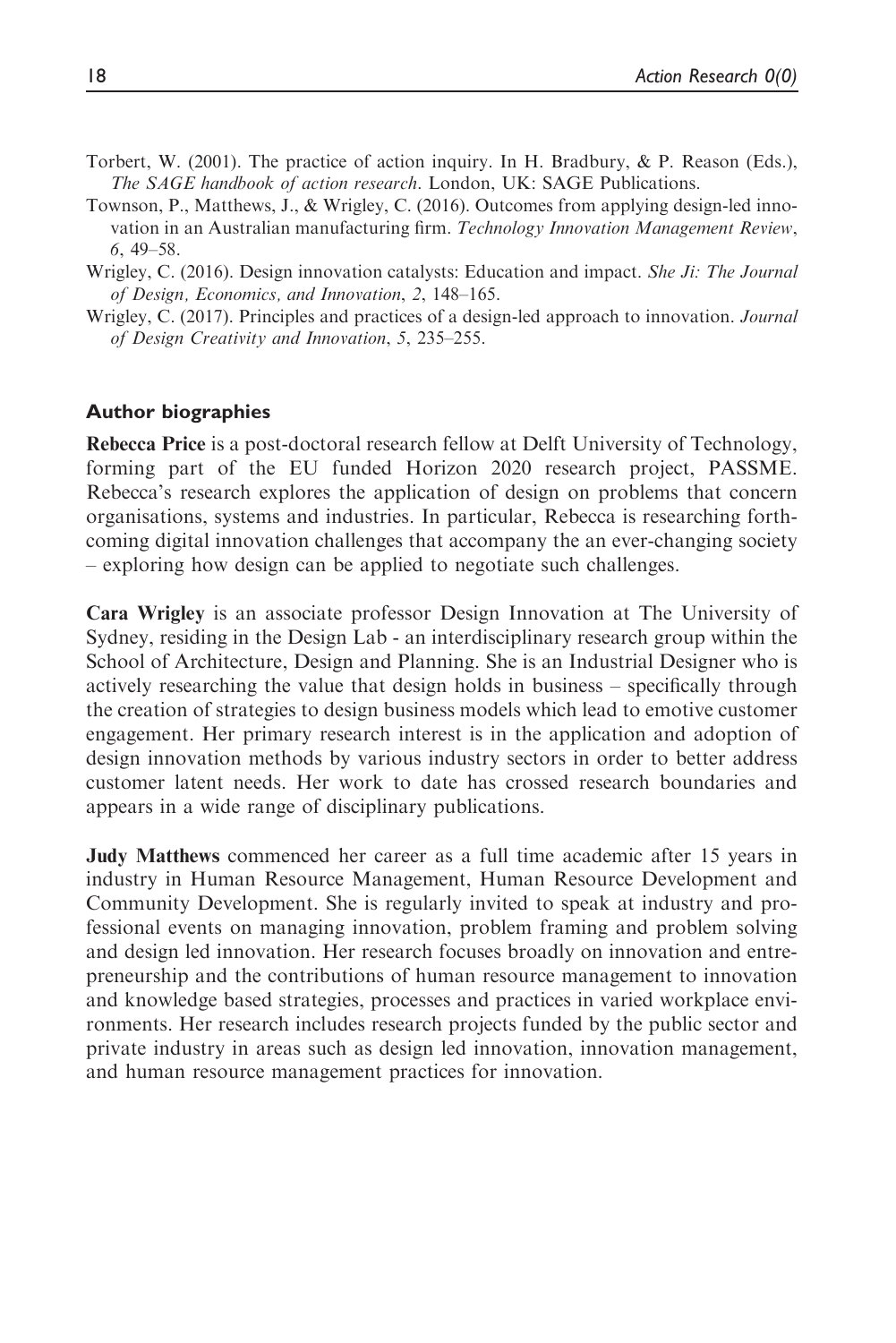Torbert, W. (2001). The practice of action inquiry. In H. Bradbury, & P. Reason (Eds.), *The SAGE handbook of action research*. London, UK: SAGE Publications.

Townson, P., Matthews, J., & Wrigley, C. (2016). Outcomes from applying design-led innovation in an Australian manufacturing firm. *Technology Innovation Management Review*, *6*, 49–58.

Wrigley, C. (2016). Design innovation catalysts: Education and impact. *She Ji: The Journal of Design, Economics, and Innovation*, *2*, 148–165.

Wrigley, C. (2017). Principles and practices of a design-led approach to innovation. *Journal of Design Creativity and Innovation*, *5*, 235–255.

## Author biographies

**Rebecca Price** is a post-doctoral research fellow at Delft University of Technology, forming part of the EU funded Horizon 2020 research project, PASSME. Rebecca's research explores the application of design on problems that concern organisations, systems and industries. In particular, Rebecca is researching forthcoming digital innovation challenges that accompany the an ever-changing society – exploring how design can be applied to negotiate such challenges.

**Cara Wrigley** is an associate professor Design Innovation at The University of Sydney, residing in the Design Lab - an interdisciplinary research group within the School of Architecture, Design and Planning. She is an Industrial Designer who is actively researching the value that design holds in business – specifically through the creation of strategies to design business models which lead to emotive customer engagement. Her primary research interest is in the application and adoption of design innovation methods by various industry sectors in order to better address customer latent needs. Her work to date has crossed research boundaries and appears in a wide range of disciplinary publications.

**Judy Matthews** commenced her career as a full time academic after 15 years in industry in Human Resource Management, Human Resource Development and Community Development. She is regularly invited to speak at industry and professional events on managing innovation, problem framing and problem solving and design led innovation. Her research focuses broadly on innovation and entrepreneurship and the contributions of human resource management to innovation and knowledge based strategies, processes and practices in varied workplace environments. Her research includes research projects funded by the public sector and private industry in areas such as design led innovation, innovation management, and human resource management practices for innovation.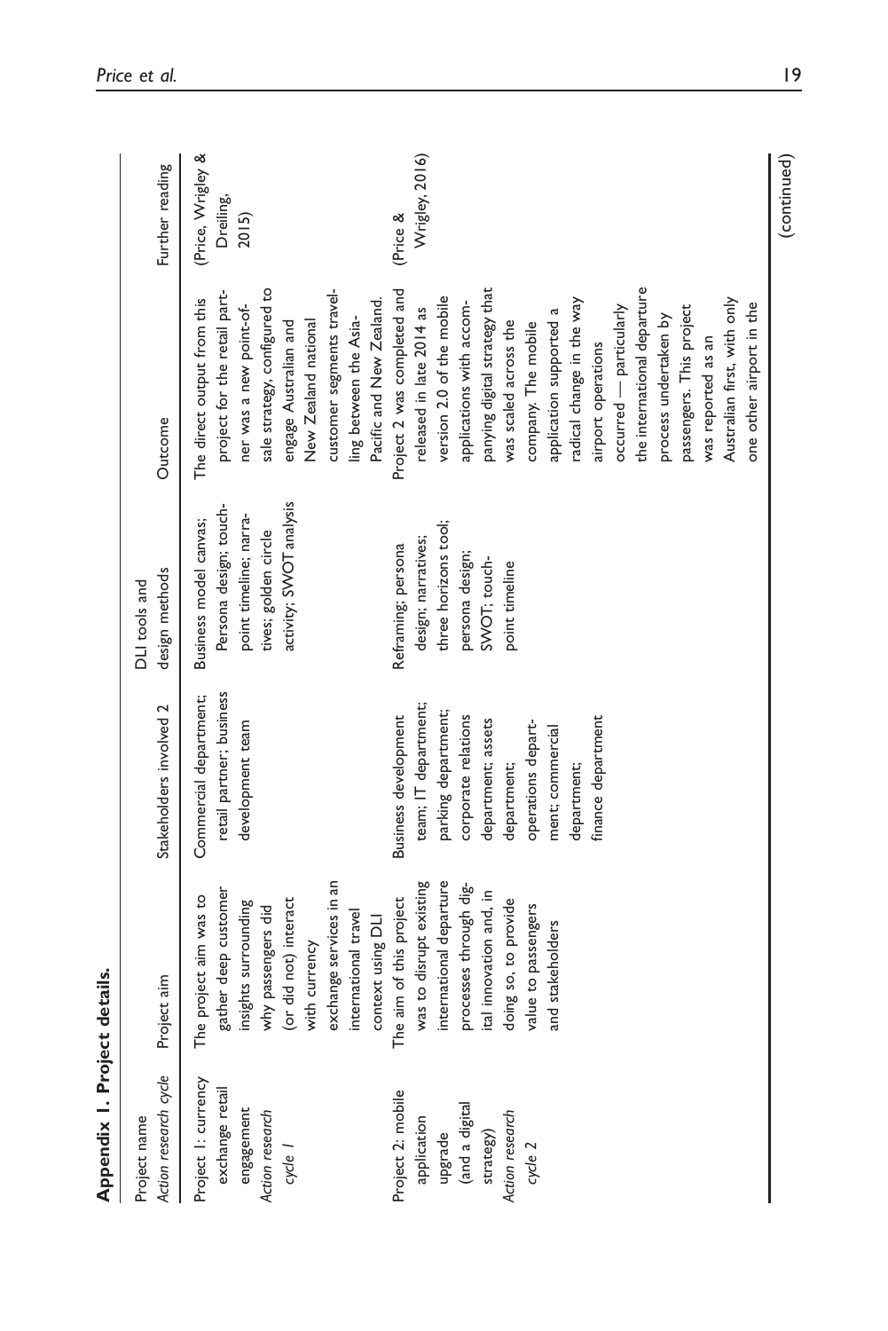**Appendix 1. Project details.**

| Project name *Action research cycle* | Project aim | Stakeholders involved 2 | DLI tools and design methods | Outcome | Further reading |
|---|---|---|---|---|---|
| Project 1: currency exchange retail engagement *Action research cycle 1* | The project aim was to gather deep customer insights surrounding why passengers did (or did not) interact with currency exchange services in an international travel context using DLI | Commercial department; retail partner; business development team | Business model canvas; Persona design; touch-point timeline; narratives; golden circle activity; SWOT analysis | The direct output from this project for the retail partner was a new point-of-sale strategy, configured to engage Australian and New Zealand national customer segments travelling between the Asia-Pacific and New Zealand. | (Price, Wrigley & Dreiling, 2015) |
| Project 2: mobile application upgrade (and a digital strategy) *Action research cycle 2* | The aim of this project was to disrupt existing international departure processes through digital innovation and, in doing so, to provide value to passengers and stakeholders | Business development team; IT department; parking department; corporate relations department; assets department; operations department; commercial department; finance department | Reframing; persona design; narratives; three horizons tool; persona design; SWOT; touch-point timeline | Project 2 was completed and released in late 2014 as version 2.0 of the mobile applications with accompanying digital strategy that was scaled across the company. The mobile application supported a radical change in the way airport operations occurred — particularly the international departure process undertaken by passengers. This project was reported as an Australian first, with only one other airport in the | (Price & Wrigley, 2016) |

(continued)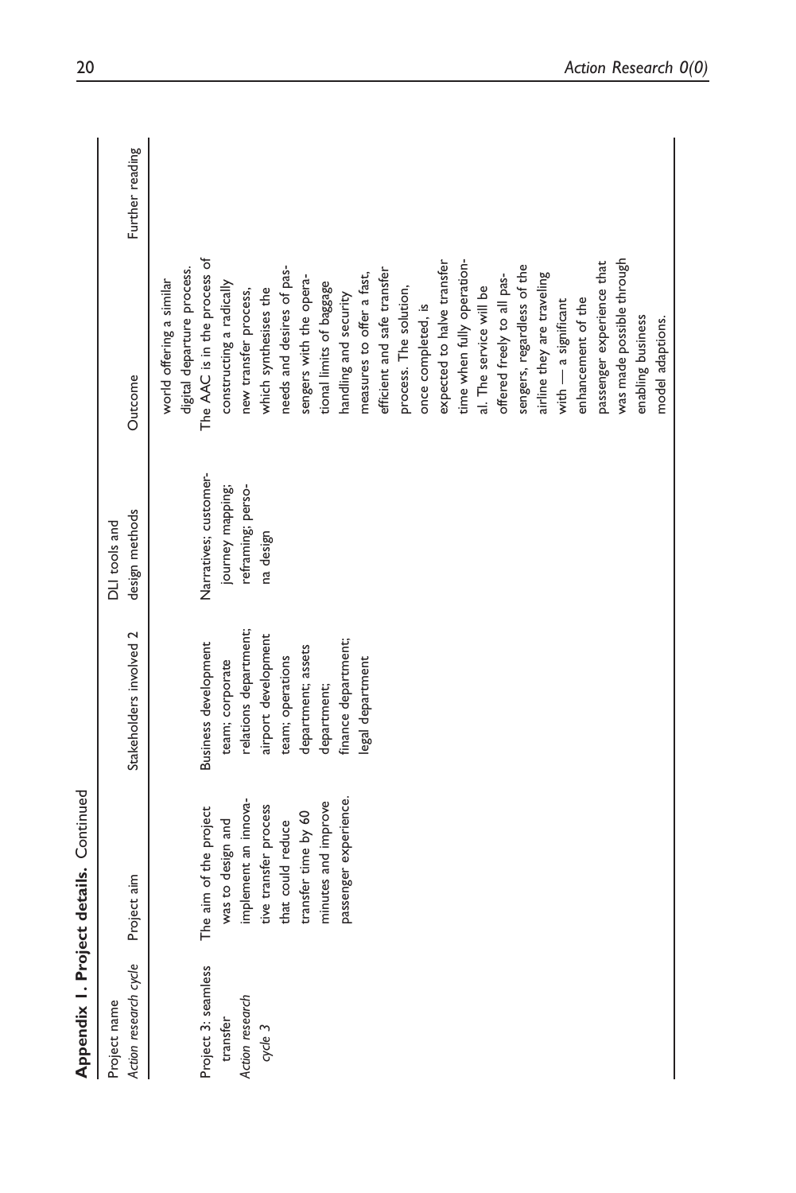**Appendix 1. Project details.** Continued

| Project name *Action research cycle* | Project aim | Stakeholders involved 2 | DLI tools and design methods | Outcome | Further reading |
|---|---|---|---|---|---|
| | | | | world offering a similar digital departure process. | |
| Project 3: seamless transfer *Action research cycle 3* | The aim of the project was to design and implement an innovative transfer process that could reduce transfer time by 60 minutes and improve passenger experience. | Business development team; corporate relations department; airport development team; operations department; assets department; finance department; legal department | Narratives; customer-journey mapping; reframing; persona design | The AAC is in the process of constructing a radically new transfer process, which synthesises the needs and desires of passengers with the operational limits of baggage handling and security measures to offer a fast, efficient and safe transfer process. The solution, once completed, is expected to halve transfer time when fully operational. The service will be offered freely to all passengers, regardless of the airline they are traveling with — a significant enhancement of the passenger experience that was made possible through enabling business model adaptions. | |